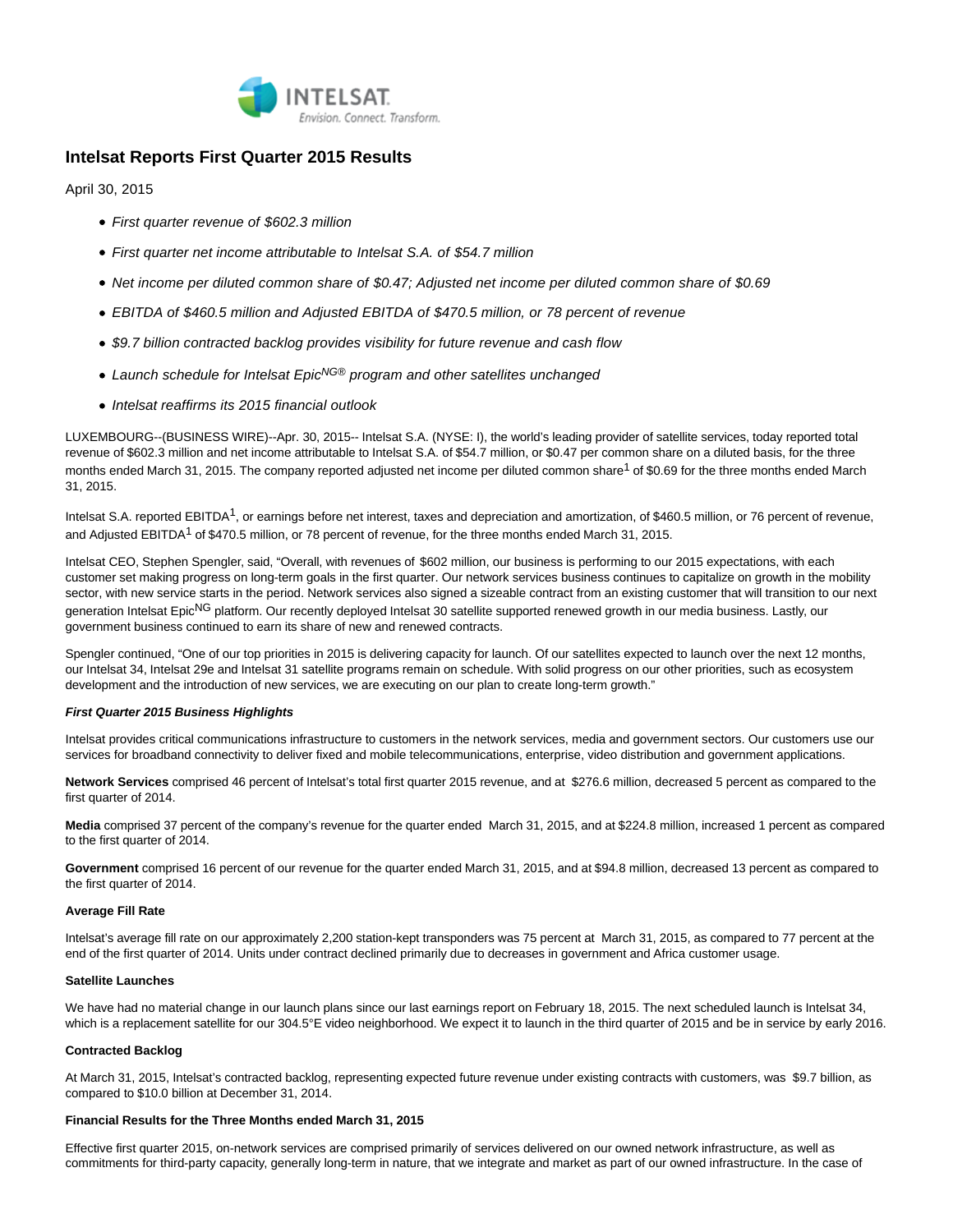# Intelsat Reports First Quarter 2015 Results

April 30, 2015

- *First quarter revenue of $602.3 million*
- *First quarter net income attributable to Intelsat S.A. of $54.7 million*
- *Net income per diluted common share of $0.47; Adjusted net income per diluted common share of $0.69*
- *EBITDA of $460.5 million and Adjusted EBITDA of $470.5 million, or 78 percent of revenue*
- *$9.7 billion contracted backlog provides visibility for future revenue and cash flow*
- *Launch schedule for Intelsat Epic^NG® program and other satellites unchanged*
- *Intelsat reaffirms its 2015 financial outlook*

LUXEMBOURG--(BUSINESS WIRE)--Apr. 30, 2015-- Intelsat S.A. (NYSE: I), the world's leading provider of satellite services, today reported total revenue of $602.3 million and net income attributable to Intelsat S.A. of $54.7 million, or $0.47 per common share on a diluted basis, for the three months ended March 31, 2015. The company reported adjusted net income per diluted common share[1] of $0.69 for the three months ended March 31, 2015.

Intelsat S.A. reported EBITDA[1], or earnings before net interest, taxes and depreciation and amortization, of $460.5 million, or 76 percent of revenue, and Adjusted EBITDA[1] of $470.5 million, or 78 percent of revenue, for the three months ended March 31, 2015.

Intelsat CEO, Stephen Spengler, said, "Overall, with revenues of $602 million, our business is performing to our 2015 expectations, with each customer set making progress on long-term goals in the first quarter. Our network services business continues to capitalize on growth in the mobility sector, with new service starts in the period. Network services also signed a sizeable contract from an existing customer that will transition to our next generation Intelsat Epic^NG platform. Our recently deployed Intelsat 30 satellite supported renewed growth in our media business. Lastly, our government business continued to earn its share of new and renewed contracts.

Spengler continued, "One of our top priorities in 2015 is delivering capacity for launch. Of our satellites expected to launch over the next 12 months, our Intelsat 34, Intelsat 29e and Intelsat 31 satellite programs remain on schedule. With solid progress on our other priorities, such as ecosystem development and the introduction of new services, we are executing on our plan to create long-term growth."

***First Quarter 2015 Business Highlights***

Intelsat provides critical communications infrastructure to customers in the network services, media and government sectors. Our customers use our services for broadband connectivity to deliver fixed and mobile telecommunications, enterprise, video distribution and government applications.

**Network Services** comprised 46 percent of Intelsat's total first quarter 2015 revenue, and at $276.6 million, decreased 5 percent as compared to the first quarter of 2014.

**Media** comprised 37 percent of the company's revenue for the quarter ended March 31, 2015, and at $224.8 million, increased 1 percent as compared to the first quarter of 2014.

**Government** comprised 16 percent of our revenue for the quarter ended March 31, 2015, and at $94.8 million, decreased 13 percent as compared to the first quarter of 2014.

**Average Fill Rate**

Intelsat's average fill rate on our approximately 2,200 station-kept transponders was 75 percent at March 31, 2015, as compared to 77 percent at the end of the first quarter of 2014. Units under contract declined primarily due to decreases in government and Africa customer usage.

**Satellite Launches**

We have had no material change in our launch plans since our last earnings report on February 18, 2015. The next scheduled launch is Intelsat 34, which is a replacement satellite for our 304.5°E video neighborhood. We expect it to launch in the third quarter of 2015 and be in service by early 2016.

**Contracted Backlog**

At March 31, 2015, Intelsat's contracted backlog, representing expected future revenue under existing contracts with customers, was $9.7 billion, as compared to $10.0 billion at December 31, 2014.

**Financial Results for the Three Months ended March 31, 2015**

Effective first quarter 2015, on-network services are comprised primarily of services delivered on our owned network infrastructure, as well as commitments for third-party capacity, generally long-term in nature, that we integrate and market as part of our owned infrastructure. In the case of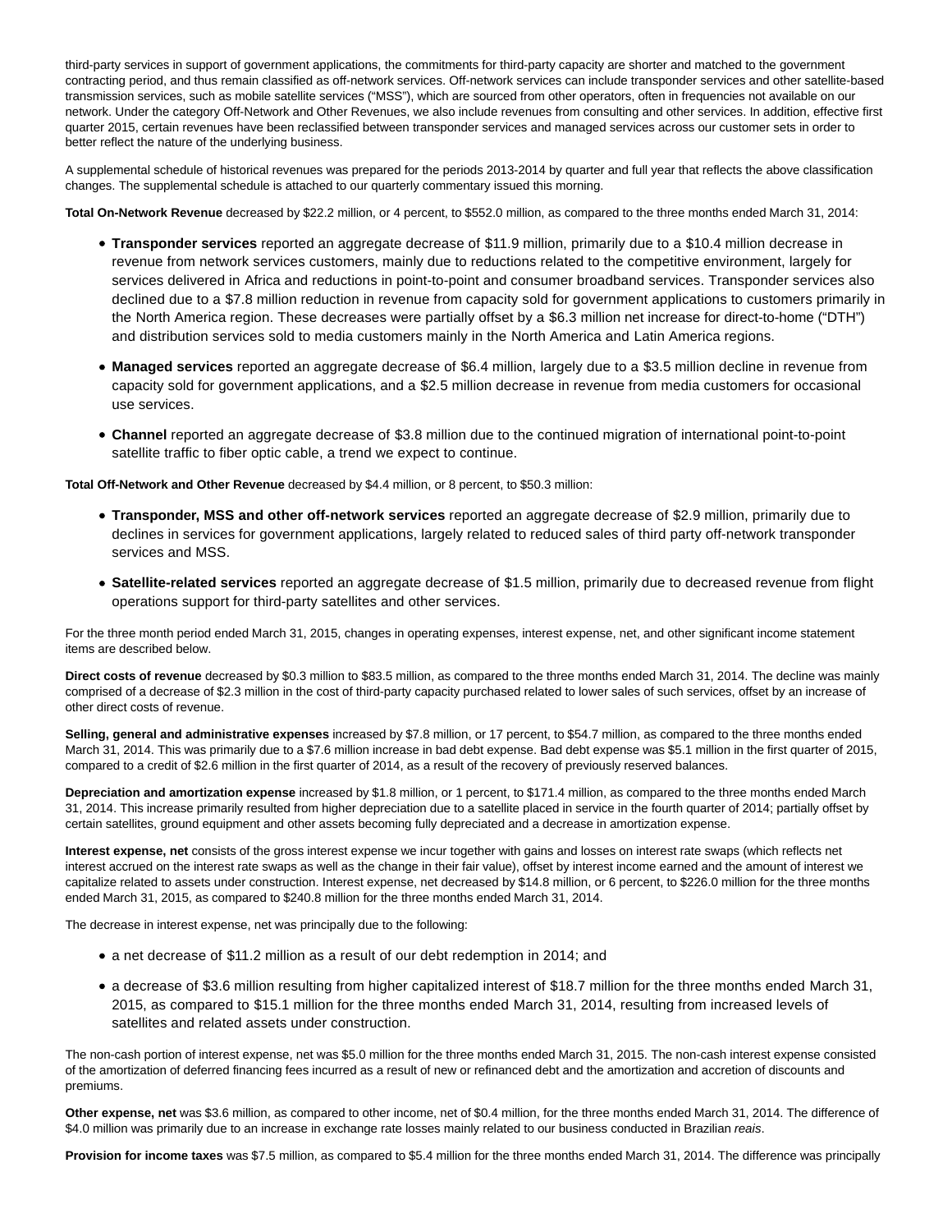third-party services in support of government applications, the commitments for third-party capacity are shorter and matched to the government contracting period, and thus remain classified as off-network services. Off-network services can include transponder services and other satellite-based transmission services, such as mobile satellite services ("MSS"), which are sourced from other operators, often in frequencies not available on our network. Under the category Off-Network and Other Revenues, we also include revenues from consulting and other services. In addition, effective first quarter 2015, certain revenues have been reclassified between transponder services and managed services across our customer sets in order to better reflect the nature of the underlying business.

A supplemental schedule of historical revenues was prepared for the periods 2013-2014 by quarter and full year that reflects the above classification changes. The supplemental schedule is attached to our quarterly commentary issued this morning.

**Total On-Network Revenue** decreased by $22.2 million, or 4 percent, to $552.0 million, as compared to the three months ended March 31, 2014:

- **Transponder services** reported an aggregate decrease of $11.9 million, primarily due to a $10.4 million decrease in revenue from network services customers, mainly due to reductions related to the competitive environment, largely for services delivered in Africa and reductions in point-to-point and consumer broadband services. Transponder services also declined due to a $7.8 million reduction in revenue from capacity sold for government applications to customers primarily in the North America region. These decreases were partially offset by a $6.3 million net increase for direct-to-home ("DTH") and distribution services sold to media customers mainly in the North America and Latin America regions.
- **Managed services** reported an aggregate decrease of $6.4 million, largely due to a $3.5 million decline in revenue from capacity sold for government applications, and a $2.5 million decrease in revenue from media customers for occasional use services.
- **Channel** reported an aggregate decrease of $3.8 million due to the continued migration of international point-to-point satellite traffic to fiber optic cable, a trend we expect to continue.

**Total Off-Network and Other Revenue** decreased by $4.4 million, or 8 percent, to $50.3 million:

- **Transponder, MSS and other off-network services** reported an aggregate decrease of $2.9 million, primarily due to declines in services for government applications, largely related to reduced sales of third party off-network transponder services and MSS.
- **Satellite-related services** reported an aggregate decrease of $1.5 million, primarily due to decreased revenue from flight operations support for third-party satellites and other services.

For the three month period ended March 31, 2015, changes in operating expenses, interest expense, net, and other significant income statement items are described below.

**Direct costs of revenue** decreased by $0.3 million to $83.5 million, as compared to the three months ended March 31, 2014. The decline was mainly comprised of a decrease of $2.3 million in the cost of third-party capacity purchased related to lower sales of such services, offset by an increase of other direct costs of revenue.

**Selling, general and administrative expenses** increased by $7.8 million, or 17 percent, to $54.7 million, as compared to the three months ended March 31, 2014. This was primarily due to a $7.6 million increase in bad debt expense. Bad debt expense was $5.1 million in the first quarter of 2015, compared to a credit of $2.6 million in the first quarter of 2014, as a result of the recovery of previously reserved balances.

**Depreciation and amortization expense** increased by $1.8 million, or 1 percent, to $171.4 million, as compared to the three months ended March 31, 2014. This increase primarily resulted from higher depreciation due to a satellite placed in service in the fourth quarter of 2014; partially offset by certain satellites, ground equipment and other assets becoming fully depreciated and a decrease in amortization expense.

**Interest expense, net** consists of the gross interest expense we incur together with gains and losses on interest rate swaps (which reflects net interest accrued on the interest rate swaps as well as the change in their fair value), offset by interest income earned and the amount of interest we capitalize related to assets under construction. Interest expense, net decreased by $14.8 million, or 6 percent, to $226.0 million for the three months ended March 31, 2015, as compared to $240.8 million for the three months ended March 31, 2014.

The decrease in interest expense, net was principally due to the following:

- a net decrease of $11.2 million as a result of our debt redemption in 2014; and
- a decrease of $3.6 million resulting from higher capitalized interest of $18.7 million for the three months ended March 31, 2015, as compared to $15.1 million for the three months ended March 31, 2014, resulting from increased levels of satellites and related assets under construction.

The non-cash portion of interest expense, net was $5.0 million for the three months ended March 31, 2015. The non-cash interest expense consisted of the amortization of deferred financing fees incurred as a result of new or refinanced debt and the amortization and accretion of discounts and premiums.

**Other expense, net** was $3.6 million, as compared to other income, net of $0.4 million, for the three months ended March 31, 2014. The difference of $4.0 million was primarily due to an increase in exchange rate losses mainly related to our business conducted in Brazilian *reais*.

**Provision for income taxes** was $7.5 million, as compared to $5.4 million for the three months ended March 31, 2014. The difference was principally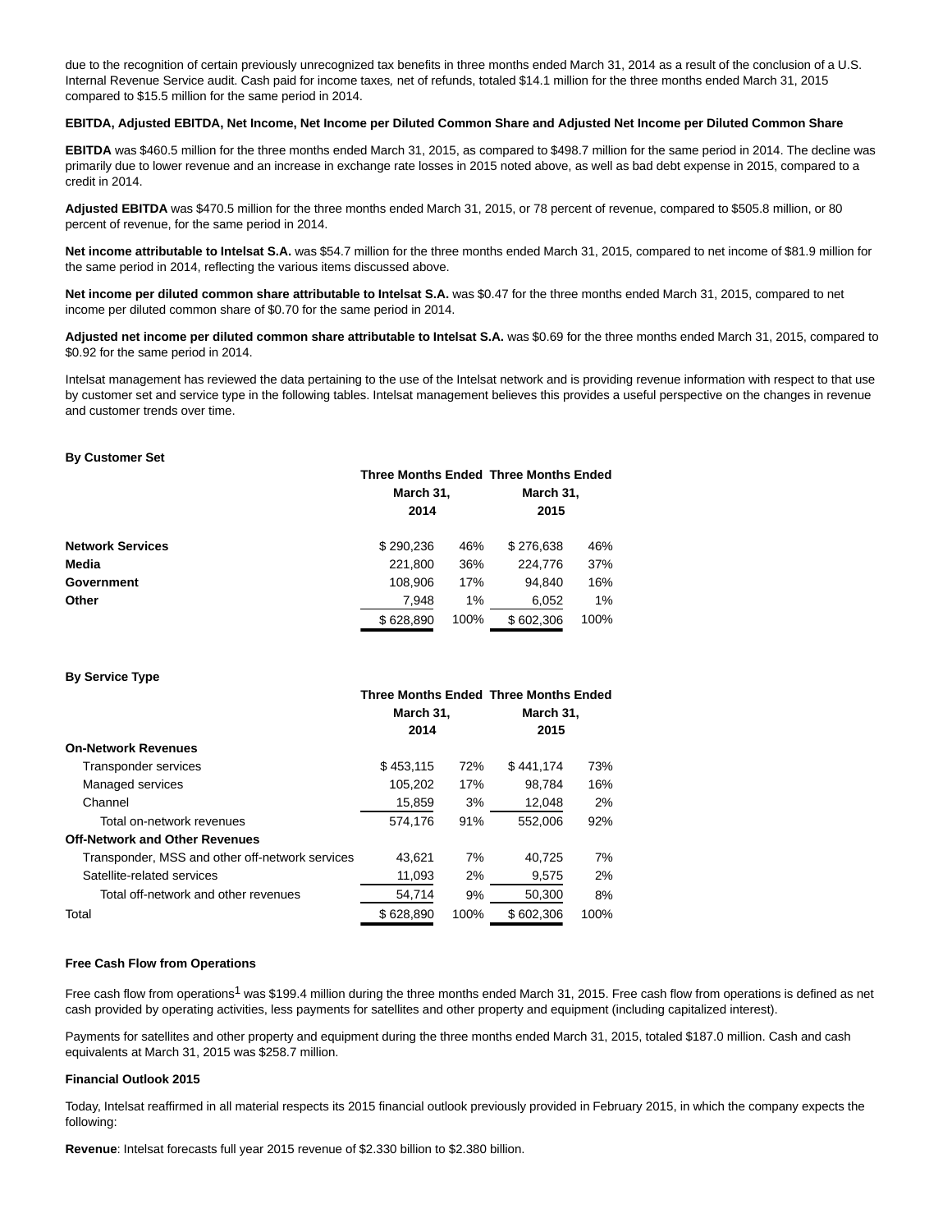due to the recognition of certain previously unrecognized tax benefits in three months ended March 31, 2014 as a result of the conclusion of a U.S. Internal Revenue Service audit. Cash paid for income taxes, net of refunds, totaled $14.1 million for the three months ended March 31, 2015 compared to $15.5 million for the same period in 2014.

**EBITDA, Adjusted EBITDA, Net Income, Net Income per Diluted Common Share and Adjusted Net Income per Diluted Common Share**

**EBITDA** was $460.5 million for the three months ended March 31, 2015, as compared to $498.7 million for the same period in 2014. The decline was primarily due to lower revenue and an increase in exchange rate losses in 2015 noted above, as well as bad debt expense in 2015, compared to a credit in 2014.

**Adjusted EBITDA** was $470.5 million for the three months ended March 31, 2015, or 78 percent of revenue, compared to $505.8 million, or 80 percent of revenue, for the same period in 2014.

**Net income attributable to Intelsat S.A.** was $54.7 million for the three months ended March 31, 2015, compared to net income of $81.9 million for the same period in 2014, reflecting the various items discussed above.

**Net income per diluted common share attributable to Intelsat S.A.** was $0.47 for the three months ended March 31, 2015, compared to net income per diluted common share of $0.70 for the same period in 2014.

**Adjusted net income per diluted common share attributable to Intelsat S.A.** was $0.69 for the three months ended March 31, 2015, compared to $0.92 for the same period in 2014.

Intelsat management has reviewed the data pertaining to the use of the Intelsat network and is providing revenue information with respect to that use by customer set and service type in the following tables. Intelsat management believes this provides a useful perspective on the changes in revenue and customer trends over time.

**By Customer Set**

| | Three Months Ended March 31, 2014 | | Three Months Ended March 31, 2015 | |
|---|---|---|---|---|
| **Network Services** | $ 290,236 | 46% | $ 276,638 | 46% |
| **Media** | 221,800 | 36% | 224,776 | 37% |
| **Government** | 108,906 | 17% | 94,840 | 16% |
| **Other** | 7,948 | 1% | 6,052 | 1% |
| | $ 628,890 | 100% | $ 602,306 | 100% |

**By Service Type**

| | Three Months Ended March 31, 2014 | | Three Months Ended March 31, 2015 | |
|---|---|---|---|---|
| **On-Network Revenues** | | | | |
| Transponder services | $ 453,115 | 72% | $ 441,174 | 73% |
| Managed services | 105,202 | 17% | 98,784 | 16% |
| Channel | 15,859 | 3% | 12,048 | 2% |
| Total on-network revenues | 574,176 | 91% | 552,006 | 92% |
| **Off-Network and Other Revenues** | | | | |
| Transponder, MSS and other off-network services | 43,621 | 7% | 40,725 | 7% |
| Satellite-related services | 11,093 | 2% | 9,575 | 2% |
| Total off-network and other revenues | 54,714 | 9% | 50,300 | 8% |
| Total | $ 628,890 | 100% | $ 602,306 | 100% |

**Free Cash Flow from Operations**

Free cash flow from operations[1] was $199.4 million during the three months ended March 31, 2015. Free cash flow from operations is defined as net cash provided by operating activities, less payments for satellites and other property and equipment (including capitalized interest).

Payments for satellites and other property and equipment during the three months ended March 31, 2015, totaled $187.0 million. Cash and cash equivalents at March 31, 2015 was $258.7 million.

**Financial Outlook 2015**

Today, Intelsat reaffirmed in all material respects its 2015 financial outlook previously provided in February 2015, in which the company expects the following:

**Revenue**: Intelsat forecasts full year 2015 revenue of $2.330 billion to $2.380 billion.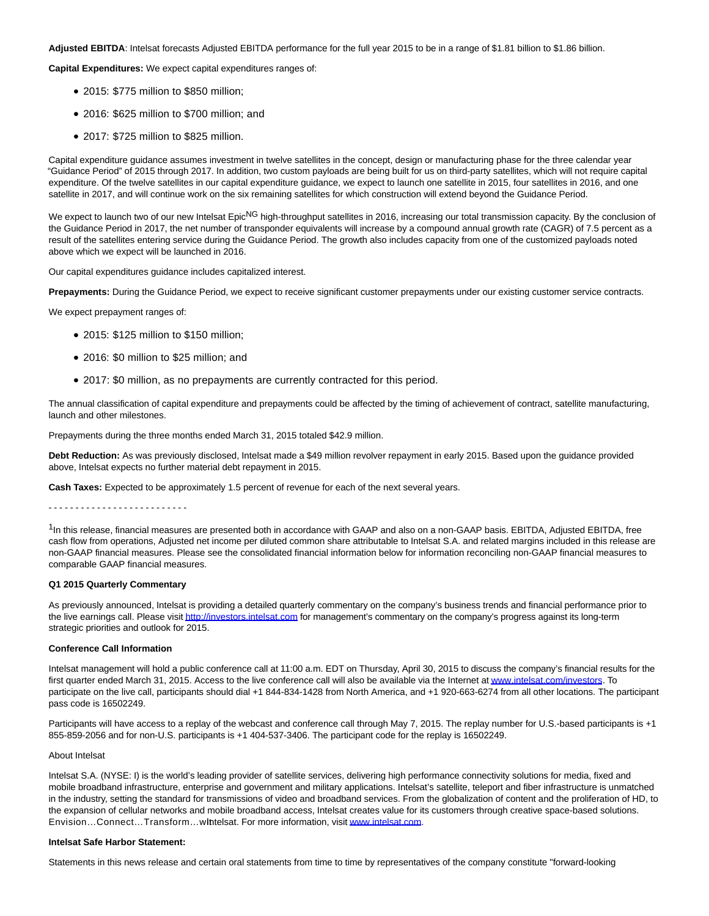**Adjusted EBITDA**: Intelsat forecasts Adjusted EBITDA performance for the full year 2015 to be in a range of $1.81 billion to $1.86 billion.

**Capital Expenditures:** We expect capital expenditures ranges of:

- 2015: $775 million to $850 million;
- 2016: $625 million to $700 million; and
- 2017: $725 million to $825 million.

Capital expenditure guidance assumes investment in twelve satellites in the concept, design or manufacturing phase for the three calendar year "Guidance Period" of 2015 through 2017. In addition, two custom payloads are being built for us on third-party satellites, which will not require capital expenditure. Of the twelve satellites in our capital expenditure guidance, we expect to launch one satellite in 2015, four satellites in 2016, and one satellite in 2017, and will continue work on the six remaining satellites for which construction will extend beyond the Guidance Period.

We expect to launch two of our new Intelsat Epic[NG] high-throughput satellites in 2016, increasing our total transmission capacity. By the conclusion of the Guidance Period in 2017, the net number of transponder equivalents will increase by a compound annual growth rate (CAGR) of 7.5 percent as a result of the satellites entering service during the Guidance Period. The growth also includes capacity from one of the customized payloads noted above which we expect will be launched in 2016.

Our capital expenditures guidance includes capitalized interest.

**Prepayments:** During the Guidance Period, we expect to receive significant customer prepayments under our existing customer service contracts.

We expect prepayment ranges of:

- 2015: $125 million to $150 million;
- 2016: $0 million to $25 million; and
- 2017: $0 million, as no prepayments are currently contracted for this period.

The annual classification of capital expenditure and prepayments could be affected by the timing of achievement of contract, satellite manufacturing, launch and other milestones.

Prepayments during the three months ended March 31, 2015 totaled $42.9 million.

**Debt Reduction:** As was previously disclosed, Intelsat made a $49 million revolver repayment in early 2015. Based upon the guidance provided above, Intelsat expects no further material debt repayment in 2015.

**Cash Taxes:** Expected to be approximately 1.5 percent of revenue for each of the next several years.

- - - - - - - - - - - - - - - - - - - - - - - - - -

[1]In this release, financial measures are presented both in accordance with GAAP and also on a non-GAAP basis. EBITDA, Adjusted EBITDA, free cash flow from operations, Adjusted net income per diluted common share attributable to Intelsat S.A. and related margins included in this release are non-GAAP financial measures. Please see the consolidated financial information below for information reconciling non-GAAP financial measures to comparable GAAP financial measures.

**Q1 2015 Quarterly Commentary**

As previously announced, Intelsat is providing a detailed quarterly commentary on the company's business trends and financial performance prior to the live earnings call. Please visit http://investors.intelsat.com for management's commentary on the company's progress against its long-term strategic priorities and outlook for 2015.

**Conference Call Information**

Intelsat management will hold a public conference call at 11:00 a.m. EDT on Thursday, April 30, 2015 to discuss the company's financial results for the first quarter ended March 31, 2015. Access to the live conference call will also be available via the Internet at www.intelsat.com/investors. To participate on the live call, participants should dial +1 844-834-1428 from North America, and +1 920-663-6274 from all other locations. The participant pass code is 16502249.

Participants will have access to a replay of the webcast and conference call through May 7, 2015. The replay number for U.S.-based participants is +1 855-859-2056 and for non-U.S. participants is +1 404-537-3406. The participant code for the replay is 16502249.

About Intelsat

Intelsat S.A. (NYSE: I) is the world's leading provider of satellite services, delivering high performance connectivity solutions for media, fixed and mobile broadband infrastructure, enterprise and government and military applications. Intelsat's satellite, teleport and fiber infrastructure is unmatched in the industry, setting the standard for transmissions of video and broadband services. From the globalization of content and the proliferation of HD, to the expansion of cellular networks and mobile broadband access, Intelsat creates value for its customers through creative space-based solutions. Envision…Connect…Transform…wIntelsat. For more information, visit www.intelsat.com.

**Intelsat Safe Harbor Statement:**

Statements in this news release and certain oral statements from time to time by representatives of the company constitute "forward-looking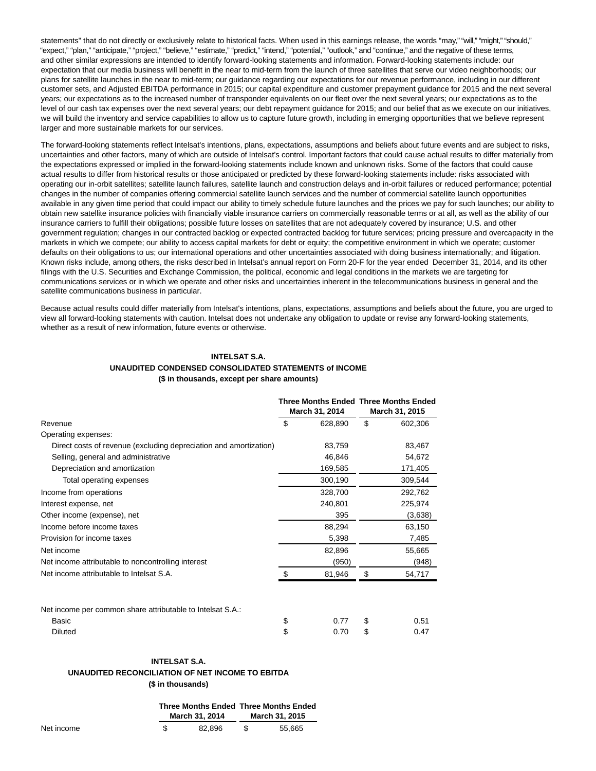statements" that do not directly or exclusively relate to historical facts. When used in this earnings release, the words "may," "will," "might," "should," "expect," "plan," "anticipate," "project," "believe," "estimate," "predict," "intend," "potential," "outlook," and "continue," and the negative of these terms, and other similar expressions are intended to identify forward-looking statements and information. Forward-looking statements include: our expectation that our media business will benefit in the near to mid-term from the launch of three satellites that serve our video neighborhoods; our plans for satellite launches in the near to mid-term; our guidance regarding our expectations for our revenue performance, including in our different customer sets, and Adjusted EBITDA performance in 2015; our capital expenditure and customer prepayment guidance for 2015 and the next several years; our expectations as to the increased number of transponder equivalents on our fleet over the next several years; our expectations as to the level of our cash tax expenses over the next several years; our debt repayment guidance for 2015; and our belief that as we execute on our initiatives, we will build the inventory and service capabilities to allow us to capture future growth, including in emerging opportunities that we believe represent larger and more sustainable markets for our services.

The forward-looking statements reflect Intelsat's intentions, plans, expectations, assumptions and beliefs about future events and are subject to risks, uncertainties and other factors, many of which are outside of Intelsat's control. Important factors that could cause actual results to differ materially from the expectations expressed or implied in the forward-looking statements include known and unknown risks. Some of the factors that could cause actual results to differ from historical results or those anticipated or predicted by these forward-looking statements include: risks associated with operating our in-orbit satellites; satellite launch failures, satellite launch and construction delays and in-orbit failures or reduced performance; potential changes in the number of companies offering commercial satellite launch services and the number of commercial satellite launch opportunities available in any given time period that could impact our ability to timely schedule future launches and the prices we pay for such launches; our ability to obtain new satellite insurance policies with financially viable insurance carriers on commercially reasonable terms or at all, as well as the ability of our insurance carriers to fulfill their obligations; possible future losses on satellites that are not adequately covered by insurance; U.S. and other government regulation; changes in our contracted backlog or expected contracted backlog for future services; pricing pressure and overcapacity in the markets in which we compete; our ability to access capital markets for debt or equity; the competitive environment in which we operate; customer defaults on their obligations to us; our international operations and other uncertainties associated with doing business internationally; and litigation. Known risks include, among others, the risks described in Intelsat's annual report on Form 20-F for the year ended December 31, 2014, and its other filings with the U.S. Securities and Exchange Commission, the political, economic and legal conditions in the markets we are targeting for communications services or in which we operate and other risks and uncertainties inherent in the telecommunications business in general and the satellite communications business in particular.

Because actual results could differ materially from Intelsat's intentions, plans, expectations, assumptions and beliefs about the future, you are urged to view all forward-looking statements with caution. Intelsat does not undertake any obligation to update or revise any forward-looking statements, whether as a result of new information, future events or otherwise.

**INTELSAT S.A.**
**UNAUDITED CONDENSED CONSOLIDATED STATEMENTS of INCOME**
**($ in thousands, except per share amounts)**

| | Three Months Ended March 31, 2014 | Three Months Ended March 31, 2015 |
|---|---|---|
| Revenue | $ 628,890 | $ 602,306 |
| Operating expenses: | | |
| Direct costs of revenue (excluding depreciation and amortization) | 83,759 | 83,467 |
| Selling, general and administrative | 46,846 | 54,672 |
| Depreciation and amortization | 169,585 | 171,405 |
| Total operating expenses | 300,190 | 309,544 |
| Income from operations | 328,700 | 292,762 |
| Interest expense, net | 240,801 | 225,974 |
| Other income (expense), net | 395 | (3,638) |
| Income before income taxes | 88,294 | 63,150 |
| Provision for income taxes | 5,398 | 7,485 |
| Net income | 82,896 | 55,665 |
| Net income attributable to noncontrolling interest | (950) | (948) |
| Net income attributable to Intelsat S.A. | $ 81,946 | $ 54,717 |
| | | |
| Net income per common share attributable to Intelsat S.A.: | | |
| Basic | $ 0.77 | $ 0.51 |
| Diluted | $ 0.70 | $ 0.47 |

**INTELSAT S.A.**
**UNAUDITED RECONCILIATION OF NET INCOME TO EBITDA**
**($ in thousands)**

| | Three Months Ended March 31, 2014 | Three Months Ended March 31, 2015 |
|---|---|---|
| Net income | $ 82,896 | $ 55,665 |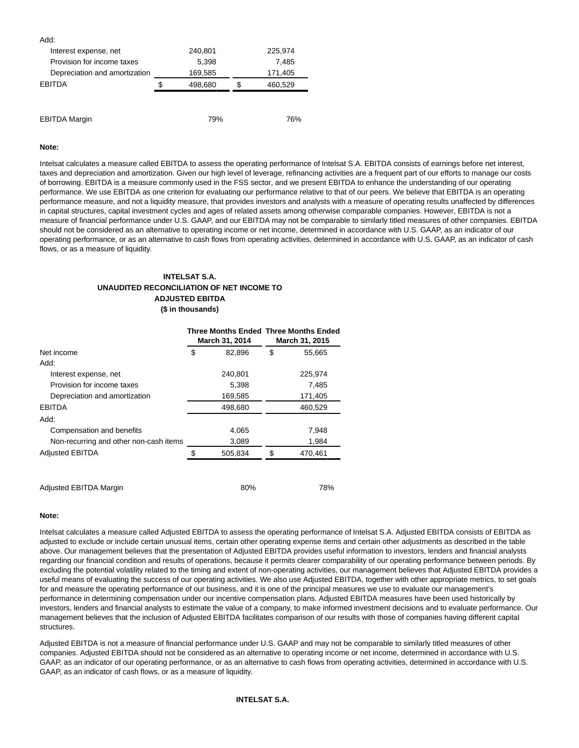| | | |
|---|---|---|
| Add: | | |
| Interest expense, net | 240,801 | 225,974 |
| Provision for income taxes | 5,398 | 7,485 |
| Depreciation and amortization | 169,585 | 171,405 |
| EBITDA | $ 498,680 | $ 460,529 |
| | | |
| EBITDA Margin | 79% | 76% |

**Note:**

Intelsat calculates a measure called EBITDA to assess the operating performance of Intelsat S.A. EBITDA consists of earnings before net interest, taxes and depreciation and amortization. Given our high level of leverage, refinancing activities are a frequent part of our efforts to manage our costs of borrowing. EBITDA is a measure commonly used in the FSS sector, and we present EBITDA to enhance the understanding of our operating performance. We use EBITDA as one criterion for evaluating our performance relative to that of our peers. We believe that EBITDA is an operating performance measure, and not a liquidity measure, that provides investors and analysts with a measure of operating results unaffected by differences in capital structures, capital investment cycles and ages of related assets among otherwise comparable companies. However, EBITDA is not a measure of financial performance under U.S. GAAP, and our EBITDA may not be comparable to similarly titled measures of other companies. EBITDA should not be considered as an alternative to operating income or net income, determined in accordance with U.S. GAAP, as an indicator of our operating performance, or as an alternative to cash flows from operating activities, determined in accordance with U.S. GAAP, as an indicator of cash flows, or as a measure of liquidity.

**INTELSAT S.A.**
**UNAUDITED RECONCILIATION OF NET INCOME TO ADJUSTED EBITDA**
**($ in thousands)**

| | Three Months Ended March 31, 2014 | Three Months Ended March 31, 2015 |
|---|---|---|
| Net income | $ 82,896 | $ 55,665 |
| Add: | | |
| Interest expense, net | 240,801 | 225,974 |
| Provision for income taxes | 5,398 | 7,485 |
| Depreciation and amortization | 169,585 | 171,405 |
| EBITDA | 498,680 | 460,529 |
| Add: | | |
| Compensation and benefits | 4,065 | 7,948 |
| Non-recurring and other non-cash items | 3,089 | 1,984 |
| Adjusted EBITDA | $ 505,834 | $ 470,461 |
| | | |
| Adjusted EBITDA Margin | 80% | 78% |

**Note:**

Intelsat calculates a measure called Adjusted EBITDA to assess the operating performance of Intelsat S.A. Adjusted EBITDA consists of EBITDA as adjusted to exclude or include certain unusual items, certain other operating expense items and certain other adjustments as described in the table above. Our management believes that the presentation of Adjusted EBITDA provides useful information to investors, lenders and financial analysts regarding our financial condition and results of operations, because it permits clearer comparability of our operating performance between periods. By excluding the potential volatility related to the timing and extent of non-operating activities, our management believes that Adjusted EBITDA provides a useful means of evaluating the success of our operating activities. We also use Adjusted EBITDA, together with other appropriate metrics, to set goals for and measure the operating performance of our business, and it is one of the principal measures we use to evaluate our management's performance in determining compensation under our incentive compensation plans. Adjusted EBITDA measures have been used historically by investors, lenders and financial analysts to estimate the value of a company, to make informed investment decisions and to evaluate performance. Our management believes that the inclusion of Adjusted EBITDA facilitates comparison of our results with those of companies having different capital structures.

Adjusted EBITDA is not a measure of financial performance under U.S. GAAP and may not be comparable to similarly titled measures of other companies. Adjusted EBITDA should not be considered as an alternative to operating income or net income, determined in accordance with U.S. GAAP, as an indicator of our operating performance, or as an alternative to cash flows from operating activities, determined in accordance with U.S. GAAP, as an indicator of cash flows, or as a measure of liquidity.

**INTELSAT S.A.**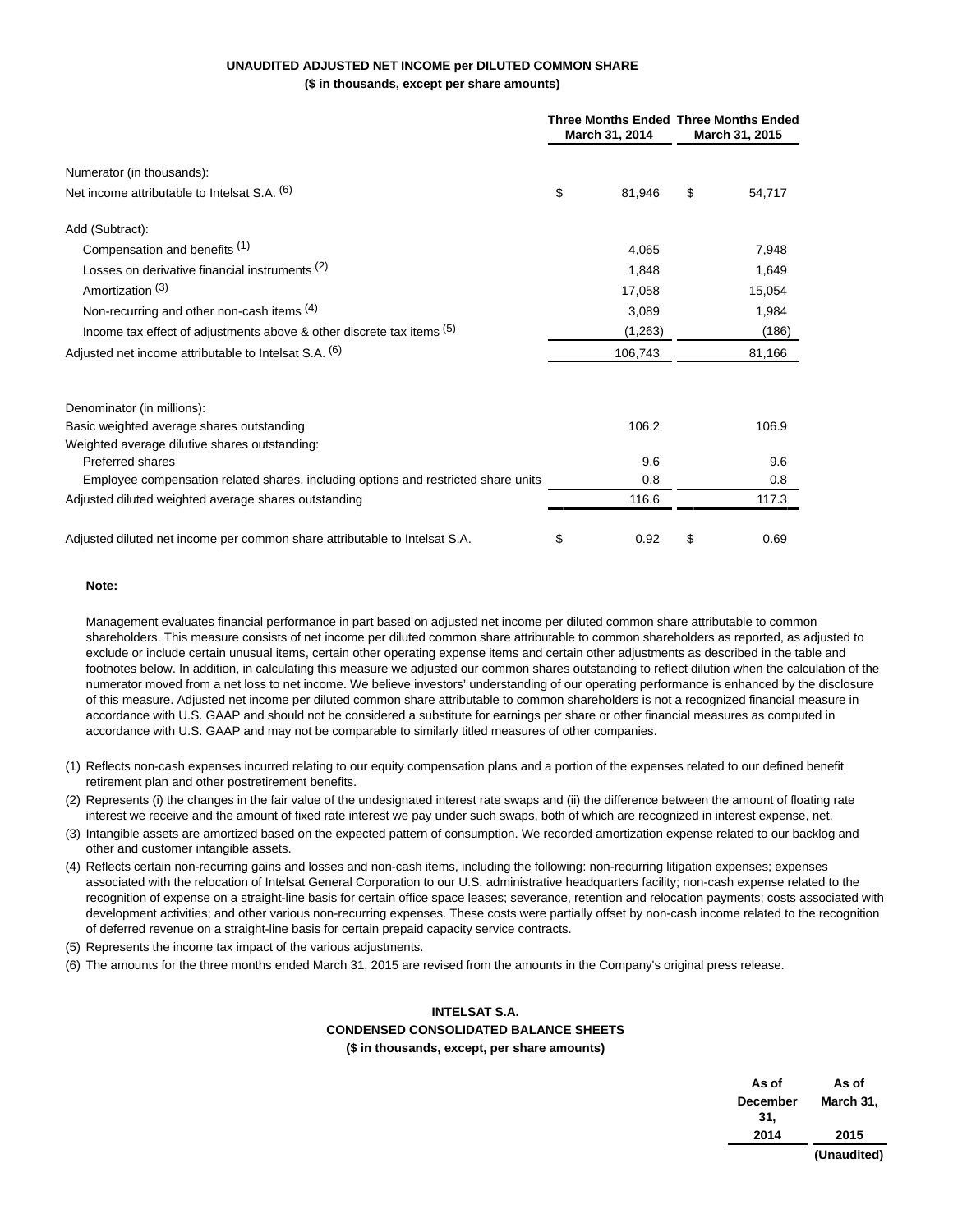**UNAUDITED ADJUSTED NET INCOME per DILUTED COMMON SHARE**
**($ in thousands, except per share amounts)**

| | Three Months Ended March 31, 2014 | Three Months Ended March 31, 2015 |
|---|---|---|
| Numerator (in thousands): | | |
| Net income attributable to Intelsat S.A. [6] | $ 81,946 | $ 54,717 |
| Add (Subtract): | | |
| Compensation and benefits [1] | 4,065 | 7,948 |
| Losses on derivative financial instruments [2] | 1,848 | 1,649 |
| Amortization [3] | 17,058 | 15,054 |
| Non-recurring and other non-cash items [4] | 3,089 | 1,984 |
| Income tax effect of adjustments above & other discrete tax items [5] | (1,263) | (186) |
| Adjusted net income attributable to Intelsat S.A. [6] | 106,743 | 81,166 |
| Denominator (in millions): | | |
| Basic weighted average shares outstanding | 106.2 | 106.9 |
| Weighted average dilutive shares outstanding: | | |
| Preferred shares | 9.6 | 9.6 |
| Employee compensation related shares, including options and restricted share units | 0.8 | 0.8 |
| Adjusted diluted weighted average shares outstanding | 116.6 | 117.3 |
| Adjusted diluted net income per common share attributable to Intelsat S.A. | $ 0.92 | $ 0.69 |

**Note:**

Management evaluates financial performance in part based on adjusted net income per diluted common share attributable to common shareholders. This measure consists of net income per diluted common share attributable to common shareholders as reported, as adjusted to exclude or include certain unusual items, certain other operating expense items and certain other adjustments as described in the table and footnotes below. In addition, in calculating this measure we adjusted our common shares outstanding to reflect dilution when the calculation of the numerator moved from a net loss to net income. We believe investors' understanding of our operating performance is enhanced by the disclosure of this measure. Adjusted net income per diluted common share attributable to common shareholders is not a recognized financial measure in accordance with U.S. GAAP and should not be considered a substitute for earnings per share or other financial measures as computed in accordance with U.S. GAAP and may not be comparable to similarly titled measures of other companies.

(1) Reflects non-cash expenses incurred relating to our equity compensation plans and a portion of the expenses related to our defined benefit retirement plan and other postretirement benefits.

(2) Represents (i) the changes in the fair value of the undesignated interest rate swaps and (ii) the difference between the amount of floating rate interest we receive and the amount of fixed rate interest we pay under such swaps, both of which are recognized in interest expense, net.

(3) Intangible assets are amortized based on the expected pattern of consumption. We recorded amortization expense related to our backlog and other and customer intangible assets.

(4) Reflects certain non-recurring gains and losses and non-cash items, including the following: non-recurring litigation expenses; expenses associated with the relocation of Intelsat General Corporation to our U.S. administrative headquarters facility; non-cash expense related to the recognition of expense on a straight-line basis for certain office space leases; severance, retention and relocation payments; costs associated with development activities; and other various non-recurring expenses. These costs were partially offset by non-cash income related to the recognition of deferred revenue on a straight-line basis for certain prepaid capacity service contracts.

(5) Represents the income tax impact of the various adjustments.

(6) The amounts for the three months ended March 31, 2015 are revised from the amounts in the Company's original press release.

**INTELSAT S.A.**
**CONDENSED CONSOLIDATED BALANCE SHEETS**
**($ in thousands, except, per share amounts)**

| | As of December 31, 2014 | As of March 31, 2015 |
|---|---|---|
| | | (Unaudited) |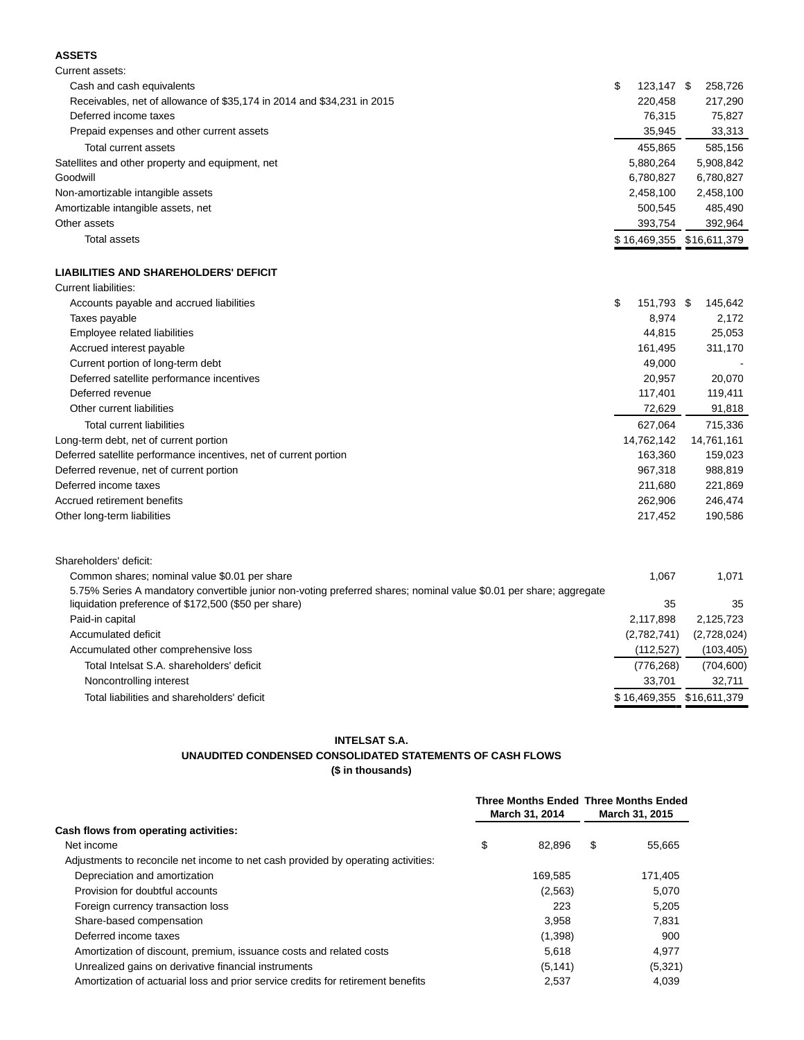| | | |
|---|---|---|
| **ASSETS** | | |
| Current assets: | | |
| Cash and cash equivalents | $ 123,147 | $ 258,726 |
| Receivables, net of allowance of $35,174 in 2014 and $34,231 in 2015 | 220,458 | 217,290 |
| Deferred income taxes | 76,315 | 75,827 |
| Prepaid expenses and other current assets | 35,945 | 33,313 |
| Total current assets | 455,865 | 585,156 |
| Satellites and other property and equipment, net | 5,880,264 | 5,908,842 |
| Goodwill | 6,780,827 | 6,780,827 |
| Non-amortizable intangible assets | 2,458,100 | 2,458,100 |
| Amortizable intangible assets, net | 500,545 | 485,490 |
| Other assets | 393,754 | 392,964 |
| Total assets | $ 16,469,355 | $16,611,379 |
| | | |
| **LIABILITIES AND SHAREHOLDERS' DEFICIT** | | |
| Current liabilities: | | |
| Accounts payable and accrued liabilities | $ 151,793 | $ 145,642 |
| Taxes payable | 8,974 | 2,172 |
| Employee related liabilities | 44,815 | 25,053 |
| Accrued interest payable | 161,495 | 311,170 |
| Current portion of long-term debt | 49,000 | - |
| Deferred satellite performance incentives | 20,957 | 20,070 |
| Deferred revenue | 117,401 | 119,411 |
| Other current liabilities | 72,629 | 91,818 |
| Total current liabilities | 627,064 | 715,336 |
| Long-term debt, net of current portion | 14,762,142 | 14,761,161 |
| Deferred satellite performance incentives, net of current portion | 163,360 | 159,023 |
| Deferred revenue, net of current portion | 967,318 | 988,819 |
| Deferred income taxes | 211,680 | 221,869 |
| Accrued retirement benefits | 262,906 | 246,474 |
| Other long-term liabilities | 217,452 | 190,586 |
| | | |
| Shareholders' deficit: | | |
| Common shares; nominal value $0.01 per share | 1,067 | 1,071 |
| 5.75% Series A mandatory convertible junior non-voting preferred shares; nominal value $0.01 per share; aggregate liquidation preference of $172,500 ($50 per share) | 35 | 35 |
| Paid-in capital | 2,117,898 | 2,125,723 |
| Accumulated deficit | (2,782,741) | (2,728,024) |
| Accumulated other comprehensive loss | (112,527) | (103,405) |
| Total Intelsat S.A. shareholders' deficit | (776,268) | (704,600) |
| Noncontrolling interest | 33,701 | 32,711 |
| Total liabilities and shareholders' deficit | $ 16,469,355 | $16,611,379 |

**INTELSAT S.A.**

**UNAUDITED CONDENSED CONSOLIDATED STATEMENTS OF CASH FLOWS**

**($ in thousands)**

| | Three Months Ended March 31, 2014 | Three Months Ended March 31, 2015 |
|---|---|---|
| **Cash flows from operating activities:** | | |
| Net income | $ 82,896 | $ 55,665 |
| Adjustments to reconcile net income to net cash provided by operating activities: | | |
| Depreciation and amortization | 169,585 | 171,405 |
| Provision for doubtful accounts | (2,563) | 5,070 |
| Foreign currency transaction loss | 223 | 5,205 |
| Share-based compensation | 3,958 | 7,831 |
| Deferred income taxes | (1,398) | 900 |
| Amortization of discount, premium, issuance costs and related costs | 5,618 | 4,977 |
| Unrealized gains on derivative financial instruments | (5,141) | (5,321) |
| Amortization of actuarial loss and prior service credits for retirement benefits | 2,537 | 4,039 |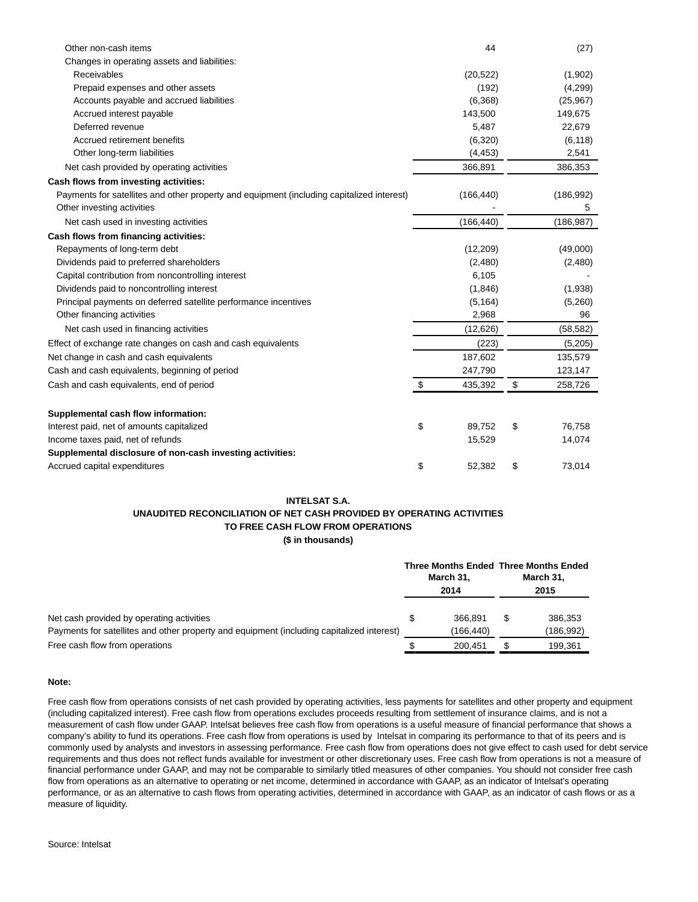| | | |
|---|---|---|
| Other non-cash items | 44 | (27) |
| Changes in operating assets and liabilities: | | |
| Receivables | (20,522) | (1,902) |
| Prepaid expenses and other assets | (192) | (4,299) |
| Accounts payable and accrued liabilities | (6,368) | (25,967) |
| Accrued interest payable | 143,500 | 149,675 |
| Deferred revenue | 5,487 | 22,679 |
| Accrued retirement benefits | (6,320) | (6,118) |
| Other long-term liabilities | (4,453) | 2,541 |
| Net cash provided by operating activities | 366,891 | 386,353 |
| **Cash flows from investing activities:** | | |
| Payments for satellites and other property and equipment (including capitalized interest) | (166,440) | (186,992) |
| Other investing activities | - | 5 |
| Net cash used in investing activities | (166,440) | (186,987) |
| **Cash flows from financing activities:** | | |
| Repayments of long-term debt | (12,209) | (49,000) |
| Dividends paid to preferred shareholders | (2,480) | (2,480) |
| Capital contribution from noncontrolling interest | 6,105 | - |
| Dividends paid to noncontrolling interest | (1,846) | (1,938) |
| Principal payments on deferred satellite performance incentives | (5,164) | (5,260) |
| Other financing activities | 2,968 | 96 |
| Net cash used in financing activities | (12,626) | (58,582) |
| Effect of exchange rate changes on cash and cash equivalents | (223) | (5,205) |
| Net change in cash and cash equivalents | 187,602 | 135,579 |
| Cash and cash equivalents, beginning of period | 247,790 | 123,147 |
| Cash and cash equivalents, end of period | $ 435,392 | $ 258,726 |
| | | |
| **Supplemental cash flow information:** | | |
| Interest paid, net of amounts capitalized | $ 89,752 | $ 76,758 |
| Income taxes paid, net of refunds | 15,529 | 14,074 |
| **Supplemental disclosure of non-cash investing activities:** | | |
| Accrued capital expenditures | $ 52,382 | $ 73,014 |

**INTELSAT S.A.**

**UNAUDITED RECONCILIATION OF NET CASH PROVIDED BY OPERATING ACTIVITIES TO FREE CASH FLOW FROM OPERATIONS**

**($ in thousands)**

| | Three Months Ended March 31, 2014 | Three Months Ended March 31, 2015 |
|---|---|---|
| Net cash provided by operating activities | $ 366,891 | $ 386,353 |
| Payments for satellites and other property and equipment (including capitalized interest) | (166,440) | (186,992) |
| Free cash flow from operations | $ 200,451 | $ 199,361 |

**Note:**

Free cash flow from operations consists of net cash provided by operating activities, less payments for satellites and other property and equipment (including capitalized interest). Free cash flow from operations excludes proceeds resulting from settlement of insurance claims, and is not a measurement of cash flow under GAAP. Intelsat believes free cash flow from operations is a useful measure of financial performance that shows a company's ability to fund its operations. Free cash flow from operations is used by Intelsat in comparing its performance to that of its peers and is commonly used by analysts and investors in assessing performance. Free cash flow from operations does not give effect to cash used for debt service requirements and thus does not reflect funds available for investment or other discretionary uses. Free cash flow from operations is not a measure of financial performance under GAAP, and may not be comparable to similarly titled measures of other companies. You should not consider free cash flow from operations as an alternative to operating or net income, determined in accordance with GAAP, as an indicator of Intelsat's operating performance, or as an alternative to cash flows from operating activities, determined in accordance with GAAP, as an indicator of cash flows or as a measure of liquidity.

Source: Intelsat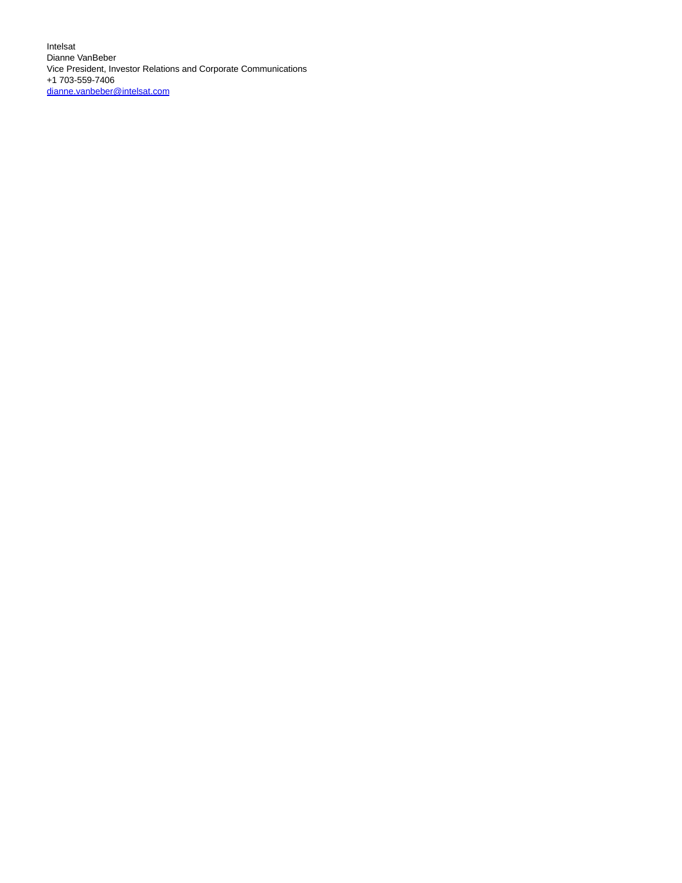Intelsat
Dianne VanBeber
Vice President, Investor Relations and Corporate Communications
+1 703-559-7406
dianne.vanbeber@intelsat.com